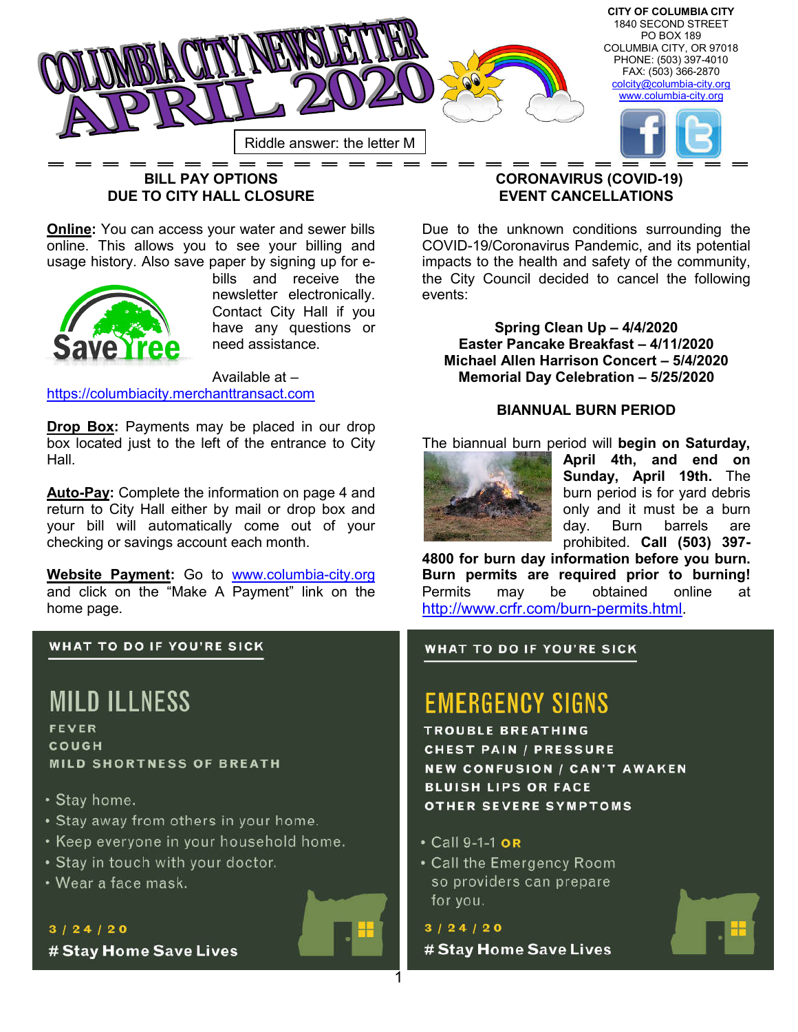# COLUMBIA CITY NEWSLETTER APRIL 2020

Riddle answer: the letter M

**CITY OF COLUMBIA CITY**
1840 SECOND STREET
PO BOX 189
COLUMBIA CITY, OR 97018
PHONE: (503) 397-4010
FAX: (503) 366-2870
colcity@columbia-city.org
www.columbia-city.org

## BILL PAY OPTIONS DUE TO CITY HALL CLOSURE

**Online:** You can access your water and sewer bills online. This allows you to see your billing and usage history. Also save paper by signing up for e-bills and receive the newsletter electronically. Contact City Hall if you have any questions or need assistance.

Save Tree

Available at – https://columbiacity.merchanttransact.com

**Drop Box:** Payments may be placed in our drop box located just to the left of the entrance to City Hall.

**Auto-Pay:** Complete the information on page 4 and return to City Hall either by mail or drop box and your bill will automatically come out of your checking or savings account each month.

**Website Payment:** Go to www.columbia-city.org and click on the "Make A Payment" link on the home page.

## CORONAVIRUS (COVID-19) EVENT CANCELLATIONS

Due to the unknown conditions surrounding the COVID-19/Coronavirus Pandemic, and its potential impacts to the health and safety of the community, the City Council decided to cancel the following events:

**Spring Clean Up – 4/4/2020**
**Easter Pancake Breakfast – 4/11/2020**
**Michael Allen Harrison Concert – 5/4/2020**
**Memorial Day Celebration – 5/25/2020**

## BIANNUAL BURN PERIOD

The biannual burn period will **begin on Saturday, April 4th, and end on Sunday, April 19th.** The burn period is for yard debris only and it must be a burn day. Burn barrels are prohibited. **Call (503) 397-4800 for burn day information before you burn. Burn permits are required prior to burning!** Permits may be obtained online at http://www.crfr.com/burn-permits.html.

### WHAT TO DO IF YOU'RE SICK

**MILD ILLNESS**

FEVER
COUGH
MILD SHORTNESS OF BREATH

- Stay home.
- Stay away from others in your home.
- Keep everyone in your household home.
- Stay in touch with your doctor.
- Wear a face mask.

3 / 24 / 20
**#Stay Home Save Lives**

### WHAT TO DO IF YOU'RE SICK

**EMERGENCY SIGNS**

TROUBLE BREATHING
CHEST PAIN / PRESSURE
NEW CONFUSION / CAN'T AWAKEN
BLUISH LIPS OR FACE
OTHER SEVERE SYMPTOMS

- Call 9-1-1 **OR**
- Call the Emergency Room so providers can prepare for you.

3 / 24 / 20
**#Stay Home Save Lives**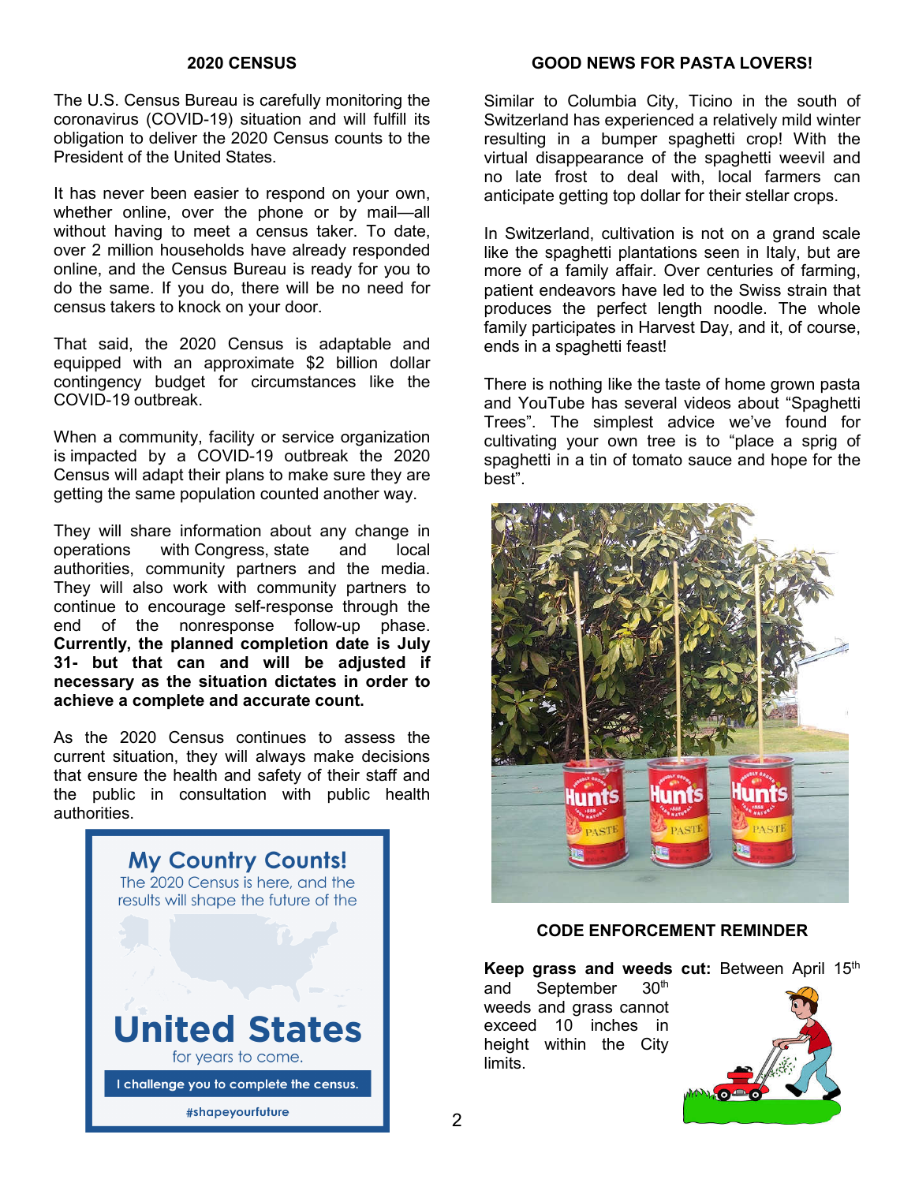## 2020 CENSUS

The U.S. Census Bureau is carefully monitoring the coronavirus (COVID-19) situation and will fulfill its obligation to deliver the 2020 Census counts to the President of the United States.

It has never been easier to respond on your own, whether online, over the phone or by mail—all without having to meet a census taker. To date, over 2 million households have already responded online, and the Census Bureau is ready for you to do the same. If you do, there will be no need for census takers to knock on your door.

That said, the 2020 Census is adaptable and equipped with an approximate $2 billion dollar contingency budget for circumstances like the COVID-19 outbreak.

When a community, facility or service organization is impacted by a COVID-19 outbreak the 2020 Census will adapt their plans to make sure they are getting the same population counted another way.

They will share information about any change in operations with Congress, state and local authorities, community partners and the media. They will also work with community partners to continue to encourage self-response through the end of the nonresponse follow-up phase. **Currently, the planned completion date is July 31- but that can and will be adjusted if necessary as the situation dictates in order to achieve a complete and accurate count.**

As the 2020 Census continues to assess the current situation, they will always make decisions that ensure the health and safety of their staff and the public in consultation with public health authorities.

**My Country Counts!**

The 2020 Census is here, and the results will shape the future of the

**United States**

for years to come.

I challenge you to complete the census.

#shapeyourfuture

## GOOD NEWS FOR PASTA LOVERS!

Similar to Columbia City, Ticino in the south of Switzerland has experienced a relatively mild winter resulting in a bumper spaghetti crop! With the virtual disappearance of the spaghetti weevil and no late frost to deal with, local farmers can anticipate getting top dollar for their stellar crops.

In Switzerland, cultivation is not on a grand scale like the spaghetti plantations seen in Italy, but are more of a family affair. Over centuries of farming, patient endeavors have led to the Swiss strain that produces the perfect length noodle. The whole family participates in Harvest Day, and it, of course, ends in a spaghetti feast!

There is nothing like the taste of home grown pasta and YouTube has several videos about "Spaghetti Trees". The simplest advice we've found for cultivating your own tree is to "place a sprig of spaghetti in a tin of tomato sauce and hope for the best".

## CODE ENFORCEMENT REMINDER

**Keep grass and weeds cut:** Between April 15th and September 30th weeds and grass cannot exceed 10 inches in height within the City limits.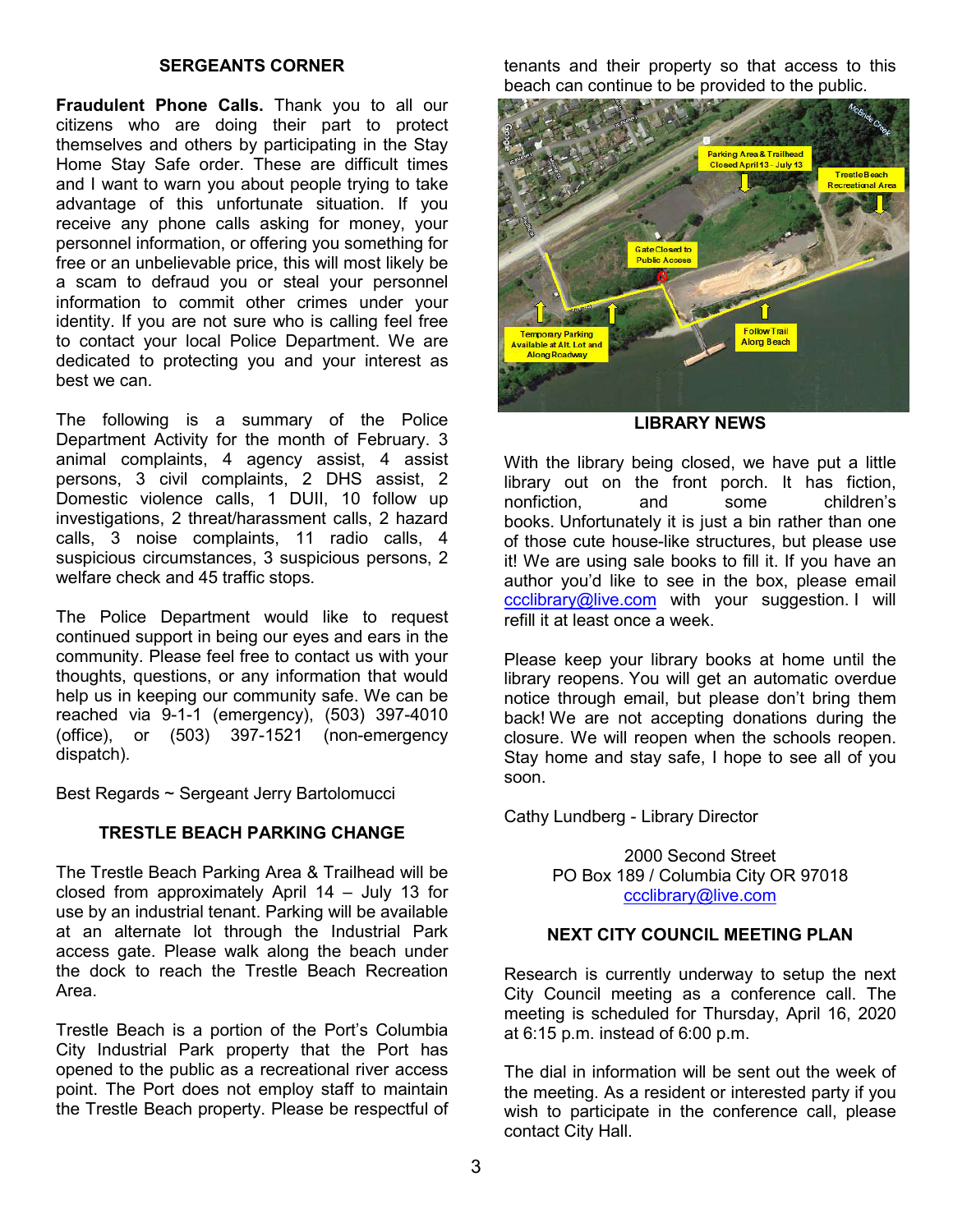## SERGEANTS CORNER

**Fraudulent Phone Calls.** Thank you to all our citizens who are doing their part to protect themselves and others by participating in the Stay Home Stay Safe order. These are difficult times and I want to warn you about people trying to take advantage of this unfortunate situation. If you receive any phone calls asking for money, your personnel information, or offering you something for free or an unbelievable price, this will most likely be a scam to defraud you or steal your personnel information to commit other crimes under your identity. If you are not sure who is calling feel free to contact your local Police Department. We are dedicated to protecting you and your interest as best we can.

The following is a summary of the Police Department Activity for the month of February. 3 animal complaints, 4 agency assist, 4 assist persons, 3 civil complaints, 2 DHS assist, 2 Domestic violence calls, 1 DUII, 10 follow up investigations, 2 threat/harassment calls, 2 hazard calls, 3 noise complaints, 11 radio calls, 4 suspicious circumstances, 3 suspicious persons, 2 welfare check and 45 traffic stops.

The Police Department would like to request continued support in being our eyes and ears in the community. Please feel free to contact us with your thoughts, questions, or any information that would help us in keeping our community safe. We can be reached via 9-1-1 (emergency), (503) 397-4010 (office), or (503) 397-1521 (non-emergency dispatch).

Best Regards ~ Sergeant Jerry Bartolomucci

## TRESTLE BEACH PARKING CHANGE

The Trestle Beach Parking Area & Trailhead will be closed from approximately April 14 – July 13 for use by an industrial tenant. Parking will be available at an alternate lot through the Industrial Park access gate. Please walk along the beach under the dock to reach the Trestle Beach Recreation Area.

Trestle Beach is a portion of the Port's Columbia City Industrial Park property that the Port has opened to the public as a recreational river access point. The Port does not employ staff to maintain the Trestle Beach property. Please be respectful of tenants and their property so that access to this beach can continue to be provided to the public.

## LIBRARY NEWS

With the library being closed, we have put a little library out on the front porch. It has fiction, nonfiction, and some children's books. Unfortunately it is just a bin rather than one of those cute house-like structures, but please use it! We are using sale books to fill it. If you have an author you'd like to see in the box, please email ccclibrary@live.com with your suggestion. I will refill it at least once a week.

Please keep your library books at home until the library reopens. You will get an automatic overdue notice through email, but please don't bring them back! We are not accepting donations during the closure. We will reopen when the schools reopen. Stay home and stay safe, I hope to see all of you soon.

Cathy Lundberg - Library Director

2000 Second Street
PO Box 189 / Columbia City OR 97018
ccclibrary@live.com

## NEXT CITY COUNCIL MEETING PLAN

Research is currently underway to setup the next City Council meeting as a conference call. The meeting is scheduled for Thursday, April 16, 2020 at 6:15 p.m. instead of 6:00 p.m.

The dial in information will be sent out the week of the meeting. As a resident or interested party if you wish to participate in the conference call, please contact City Hall.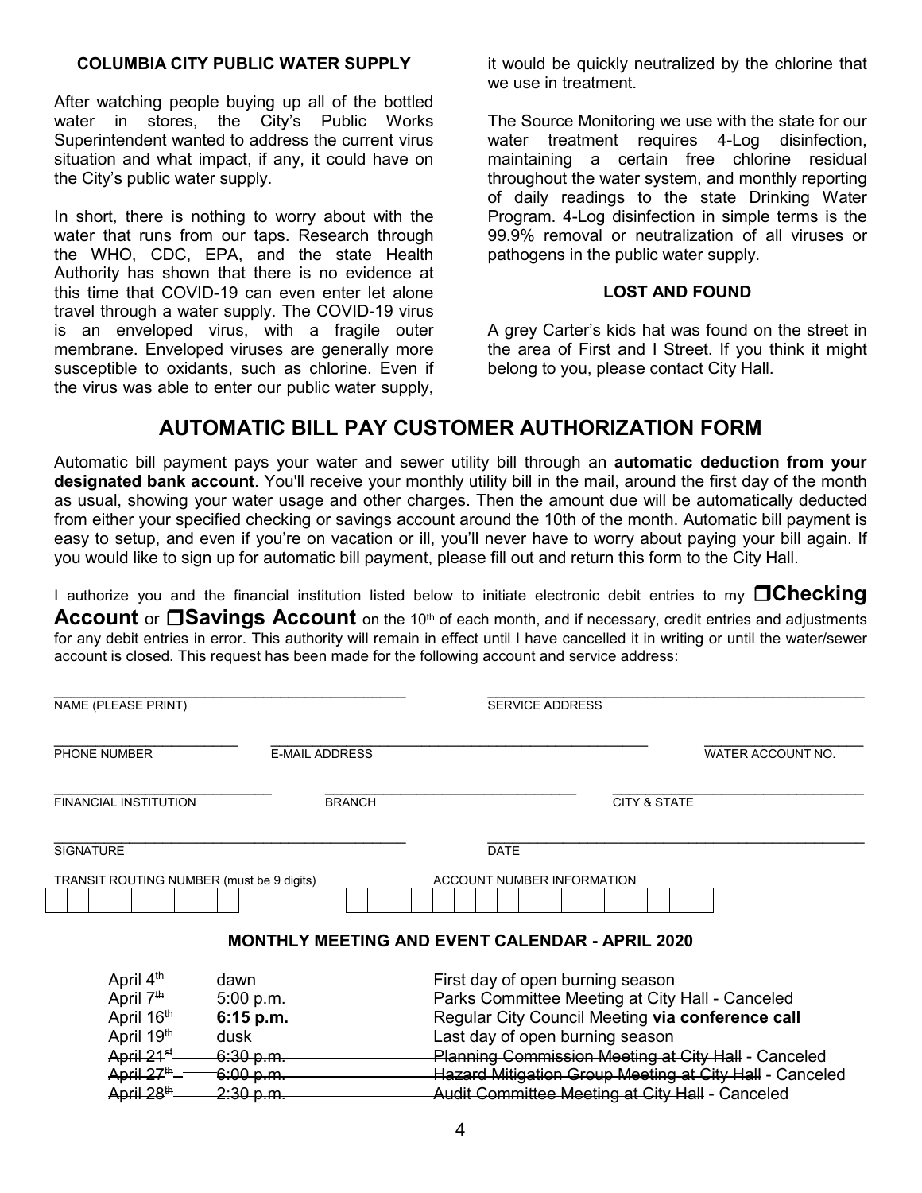### COLUMBIA CITY PUBLIC WATER SUPPLY

After watching people buying up all of the bottled water in stores, the City's Public Works Superintendent wanted to address the current virus situation and what impact, if any, it could have on the City's public water supply.

In short, there is nothing to worry about with the water that runs from our taps. Research through the WHO, CDC, EPA, and the state Health Authority has shown that there is no evidence at this time that COVID-19 can even enter let alone travel through a water supply. The COVID-19 virus is an enveloped virus, with a fragile outer membrane. Enveloped viruses are generally more susceptible to oxidants, such as chlorine. Even if the virus was able to enter our public water supply, it would be quickly neutralized by the chlorine that we use in treatment.

The Source Monitoring we use with the state for our water treatment requires 4-Log disinfection, maintaining a certain free chlorine residual throughout the water system, and monthly reporting of daily readings to the state Drinking Water Program. 4-Log disinfection in simple terms is the 99.9% removal or neutralization of all viruses or pathogens in the public water supply.

### LOST AND FOUND

A grey Carter's kids hat was found on the street in the area of First and I Street. If you think it might belong to you, please contact City Hall.

## AUTOMATIC BILL PAY CUSTOMER AUTHORIZATION FORM

Automatic bill payment pays your water and sewer utility bill through an **automatic deduction from your designated bank account**. You'll receive your monthly utility bill in the mail, around the first day of the month as usual, showing your water usage and other charges. Then the amount due will be automatically deducted from either your specified checking or savings account around the 10th of the month. Automatic bill payment is easy to setup, and even if you're on vacation or ill, you'll never have to worry about paying your bill again. If you would like to sign up for automatic bill payment, please fill out and return this form to the City Hall.

I authorize you and the financial institution listed below to initiate electronic debit entries to my ☐ **Checking Account** or ☐ **Savings Account** on the 10th of each month, and if necessary, credit entries and adjustments for any debit entries in error. This authority will remain in effect until I have cancelled it in writing or until the water/sewer account is closed. This request has been made for the following account and service address:

NAME (PLEASE PRINT) ____________________ SERVICE ADDRESS ____________________

PHONE NUMBER ____________ E-MAIL ADDRESS ____________________ WATER ACCOUNT NO. ____________

FINANCIAL INSTITUTION ____________ BRANCH ____________ CITY & STATE ____________

SIGNATURE ____________________ DATE ____________________

TRANSIT ROUTING NUMBER (must be 9 digits) ☐☐☐☐☐☐☐☐☐

ACCOUNT NUMBER INFORMATION ☐☐☐☐☐☐☐☐☐☐☐☐☐☐☐☐☐

### MONTHLY MEETING AND EVENT CALENDAR - APRIL 2020

| | | |
|---|---|---|
| April 4th | dawn | First day of open burning season |
| ~~April 7th~~ | ~~5:00 p.m.~~ | ~~Parks Committee Meeting at City Hall~~ - Canceled |
| April 16th | **6:15 p.m.** | Regular City Council Meeting **via conference call** |
| April 19th | dusk | Last day of open burning season |
| ~~April 21st~~ | ~~6:30 p.m.~~ | ~~Planning Commission Meeting at City Hall~~ - Canceled |
| ~~April 27th~~ | ~~6:00 p.m.~~ | ~~Hazard Mitigation Group Meeting at City Hall~~ - Canceled |
| ~~April 28th~~ | ~~2:30 p.m.~~ | ~~Audit Committee Meeting at City Hall~~ - Canceled |